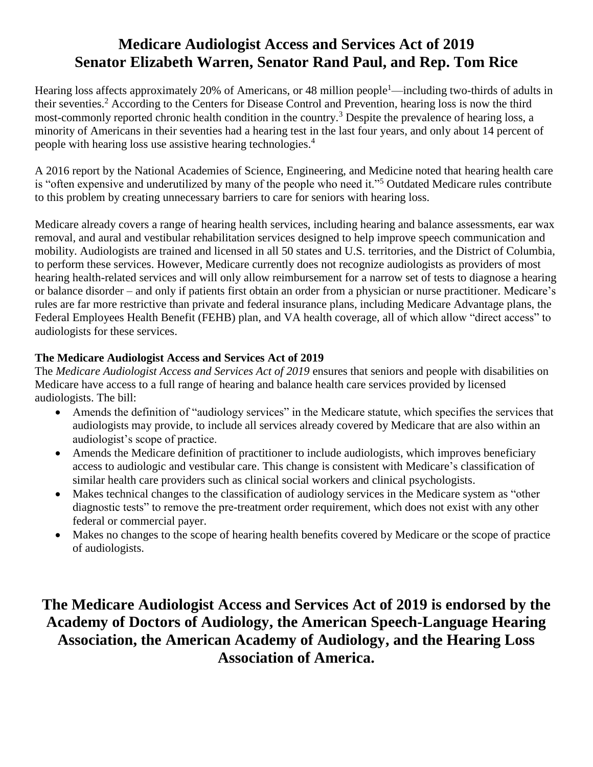# Medicare Audiologist Access and Services Act of 2019
# Senator Elizabeth Warren, Senator Rand Paul, and Rep. Tom Rice

Hearing loss affects approximately 20% of Americans, or 48 million people[1]—including two-thirds of adults in their seventies.[2] According to the Centers for Disease Control and Prevention, hearing loss is now the third most-commonly reported chronic health condition in the country.[3] Despite the prevalence of hearing loss, a minority of Americans in their seventies had a hearing test in the last four years, and only about 14 percent of people with hearing loss use assistive hearing technologies.[4]

A 2016 report by the National Academies of Science, Engineering, and Medicine noted that hearing health care is "often expensive and underutilized by many of the people who need it."[5] Outdated Medicare rules contribute to this problem by creating unnecessary barriers to care for seniors with hearing loss.

Medicare already covers a range of hearing health services, including hearing and balance assessments, ear wax removal, and aural and vestibular rehabilitation services designed to help improve speech communication and mobility. Audiologists are trained and licensed in all 50 states and U.S. territories, and the District of Columbia, to perform these services. However, Medicare currently does not recognize audiologists as providers of most hearing health-related services and will only allow reimbursement for a narrow set of tests to diagnose a hearing or balance disorder – and only if patients first obtain an order from a physician or nurse practitioner. Medicare's rules are far more restrictive than private and federal insurance plans, including Medicare Advantage plans, the Federal Employees Health Benefit (FEHB) plan, and VA health coverage, all of which allow "direct access" to audiologists for these services.

**The Medicare Audiologist Access and Services Act of 2019**

The *Medicare Audiologist Access and Services Act of 2019* ensures that seniors and people with disabilities on Medicare have access to a full range of hearing and balance health care services provided by licensed audiologists. The bill:

- Amends the definition of "audiology services" in the Medicare statute, which specifies the services that audiologists may provide, to include all services already covered by Medicare that are also within an audiologist's scope of practice.
- Amends the Medicare definition of practitioner to include audiologists, which improves beneficiary access to audiologic and vestibular care. This change is consistent with Medicare's classification of similar health care providers such as clinical social workers and clinical psychologists.
- Makes technical changes to the classification of audiology services in the Medicare system as "other diagnostic tests" to remove the pre-treatment order requirement, which does not exist with any other federal or commercial payer.
- Makes no changes to the scope of hearing health benefits covered by Medicare or the scope of practice of audiologists.

## The Medicare Audiologist Access and Services Act of 2019 is endorsed by the Academy of Doctors of Audiology, the American Speech-Language Hearing Association, the American Academy of Audiology, and the Hearing Loss Association of America.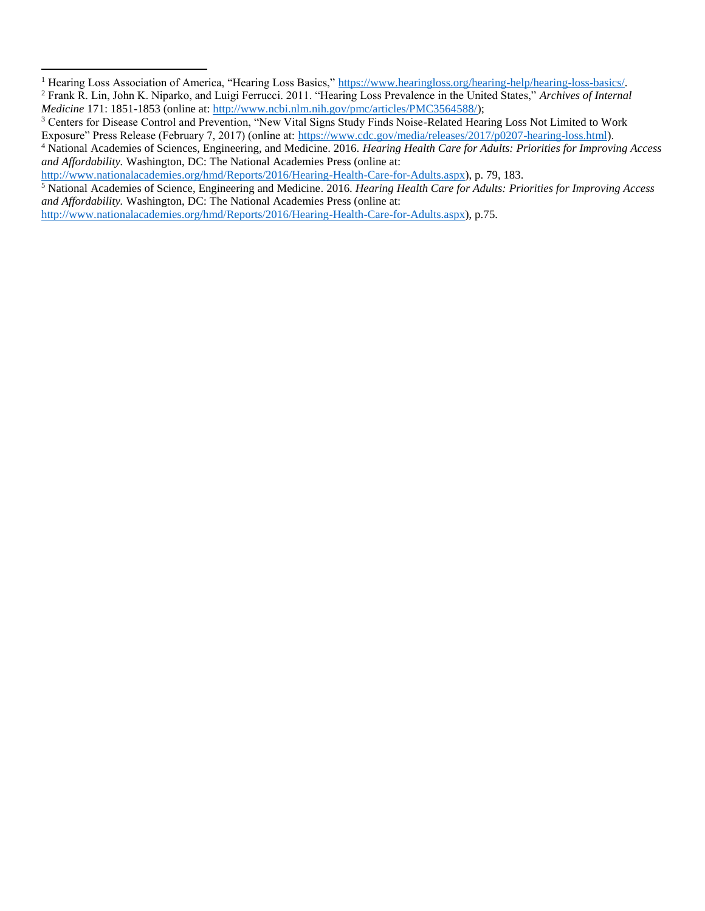[1] Hearing Loss Association of America, "Hearing Loss Basics," https://www.hearingloss.org/hearing-help/hearing-loss-basics/.

[2] Frank R. Lin, John K. Niparko, and Luigi Ferrucci. 2011. "Hearing Loss Prevalence in the United States," *Archives of Internal Medicine* 171: 1851-1853 (online at: http://www.ncbi.nlm.nih.gov/pmc/articles/PMC3564588/);

[3] Centers for Disease Control and Prevention, "New Vital Signs Study Finds Noise-Related Hearing Loss Not Limited to Work Exposure" Press Release (February 7, 2017) (online at: https://www.cdc.gov/media/releases/2017/p0207-hearing-loss.html).

[4] National Academies of Sciences, Engineering, and Medicine. 2016. *Hearing Health Care for Adults: Priorities for Improving Access and Affordability.* Washington, DC: The National Academies Press (online at: http://www.nationalacademies.org/hmd/Reports/2016/Hearing-Health-Care-for-Adults.aspx), p. 79, 183.

[5] National Academies of Science, Engineering and Medicine. 2016. *Hearing Health Care for Adults: Priorities for Improving Access and Affordability.* Washington, DC: The National Academies Press (online at: http://www.nationalacademies.org/hmd/Reports/2016/Hearing-Health-Care-for-Adults.aspx), p.75.